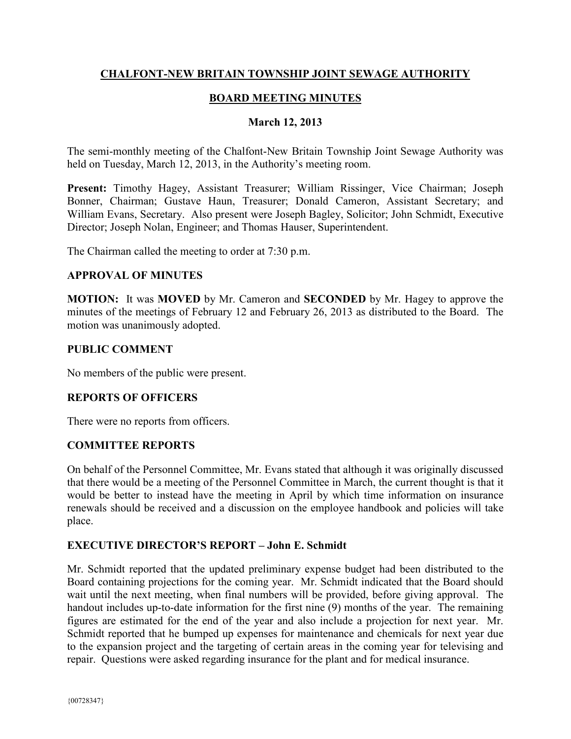# CHALFONT-NEW BRITAIN TOWNSHIP JOINT SEWAGE AUTHORITY

## BOARD MEETING MINUTES

### March 12, 2013

The semi-monthly meeting of the Chalfont-New Britain Township Joint Sewage Authority was held on Tuesday, March 12, 2013, in the Authority's meeting room.

**Present:** Timothy Hagey, Assistant Treasurer; William Rissinger, Vice Chairman; Joseph Bonner, Chairman; Gustave Haun, Treasurer; Donald Cameron, Assistant Secretary; and William Evans, Secretary. Also present were Joseph Bagley, Solicitor; John Schmidt, Executive Director; Joseph Nolan, Engineer; and Thomas Hauser, Superintendent.

The Chairman called the meeting to order at 7:30 p.m.

### APPROVAL OF MINUTES

**MOTION:** It was **MOVED** by Mr. Cameron and **SECONDED** by Mr. Hagey to approve the minutes of the meetings of February 12 and February 26, 2013 as distributed to the Board. The motion was unanimously adopted.

### PUBLIC COMMENT

No members of the public were present.

### REPORTS OF OFFICERS

There were no reports from officers.

### COMMITTEE REPORTS

On behalf of the Personnel Committee, Mr. Evans stated that although it was originally discussed that there would be a meeting of the Personnel Committee in March, the current thought is that it would be better to instead have the meeting in April by which time information on insurance renewals should be received and a discussion on the employee handbook and policies will take place.

### EXECUTIVE DIRECTOR'S REPORT – John E. Schmidt

Mr. Schmidt reported that the updated preliminary expense budget had been distributed to the Board containing projections for the coming year. Mr. Schmidt indicated that the Board should wait until the next meeting, when final numbers will be provided, before giving approval. The handout includes up-to-date information for the first nine (9) months of the year. The remaining figures are estimated for the end of the year and also include a projection for next year. Mr. Schmidt reported that he bumped up expenses for maintenance and chemicals for next year due to the expansion project and the targeting of certain areas in the coming year for televising and repair. Questions were asked regarding insurance for the plant and for medical insurance.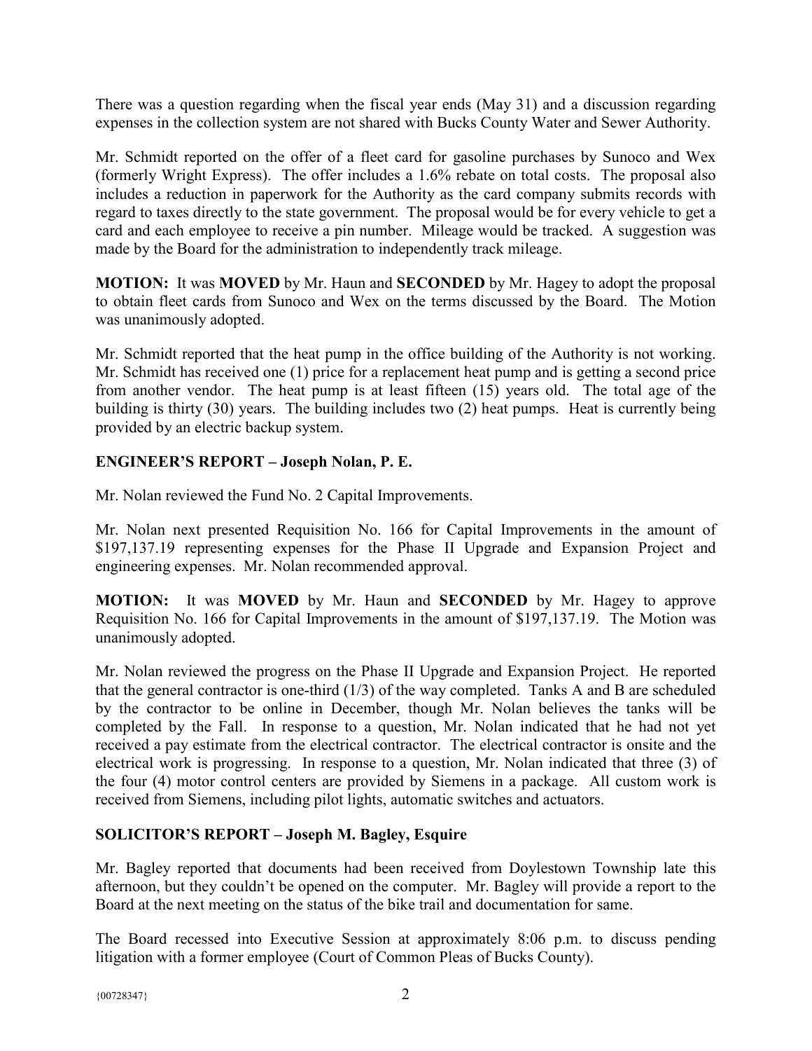There was a question regarding when the fiscal year ends (May 31) and a discussion regarding expenses in the collection system are not shared with Bucks County Water and Sewer Authority.

Mr. Schmidt reported on the offer of a fleet card for gasoline purchases by Sunoco and Wex (formerly Wright Express). The offer includes a 1.6% rebate on total costs. The proposal also includes a reduction in paperwork for the Authority as the card company submits records with regard to taxes directly to the state government. The proposal would be for every vehicle to get a card and each employee to receive a pin number. Mileage would be tracked. A suggestion was made by the Board for the administration to independently track mileage.

**MOTION:** It was **MOVED** by Mr. Haun and **SECONDED** by Mr. Hagey to adopt the proposal to obtain fleet cards from Sunoco and Wex on the terms discussed by the Board. The Motion was unanimously adopted.

Mr. Schmidt reported that the heat pump in the office building of the Authority is not working. Mr. Schmidt has received one (1) price for a replacement heat pump and is getting a second price from another vendor. The heat pump is at least fifteen (15) years old. The total age of the building is thirty (30) years. The building includes two (2) heat pumps. Heat is currently being provided by an electric backup system.

## ENGINEER'S REPORT – Joseph Nolan, P. E.

Mr. Nolan reviewed the Fund No. 2 Capital Improvements.

Mr. Nolan next presented Requisition No. 166 for Capital Improvements in the amount of $197,137.19 representing expenses for the Phase II Upgrade and Expansion Project and engineering expenses. Mr. Nolan recommended approval.

**MOTION:** It was **MOVED** by Mr. Haun and **SECONDED** by Mr. Hagey to approve Requisition No. 166 for Capital Improvements in the amount of $197,137.19. The Motion was unanimously adopted.

Mr. Nolan reviewed the progress on the Phase II Upgrade and Expansion Project. He reported that the general contractor is one-third (1/3) of the way completed. Tanks A and B are scheduled by the contractor to be online in December, though Mr. Nolan believes the tanks will be completed by the Fall. In response to a question, Mr. Nolan indicated that he had not yet received a pay estimate from the electrical contractor. The electrical contractor is onsite and the electrical work is progressing. In response to a question, Mr. Nolan indicated that three (3) of the four (4) motor control centers are provided by Siemens in a package. All custom work is received from Siemens, including pilot lights, automatic switches and actuators.

## SOLICITOR'S REPORT – Joseph M. Bagley, Esquire

Mr. Bagley reported that documents had been received from Doylestown Township late this afternoon, but they couldn't be opened on the computer. Mr. Bagley will provide a report to the Board at the next meeting on the status of the bike trail and documentation for same.

The Board recessed into Executive Session at approximately 8:06 p.m. to discuss pending litigation with a former employee (Court of Common Pleas of Bucks County).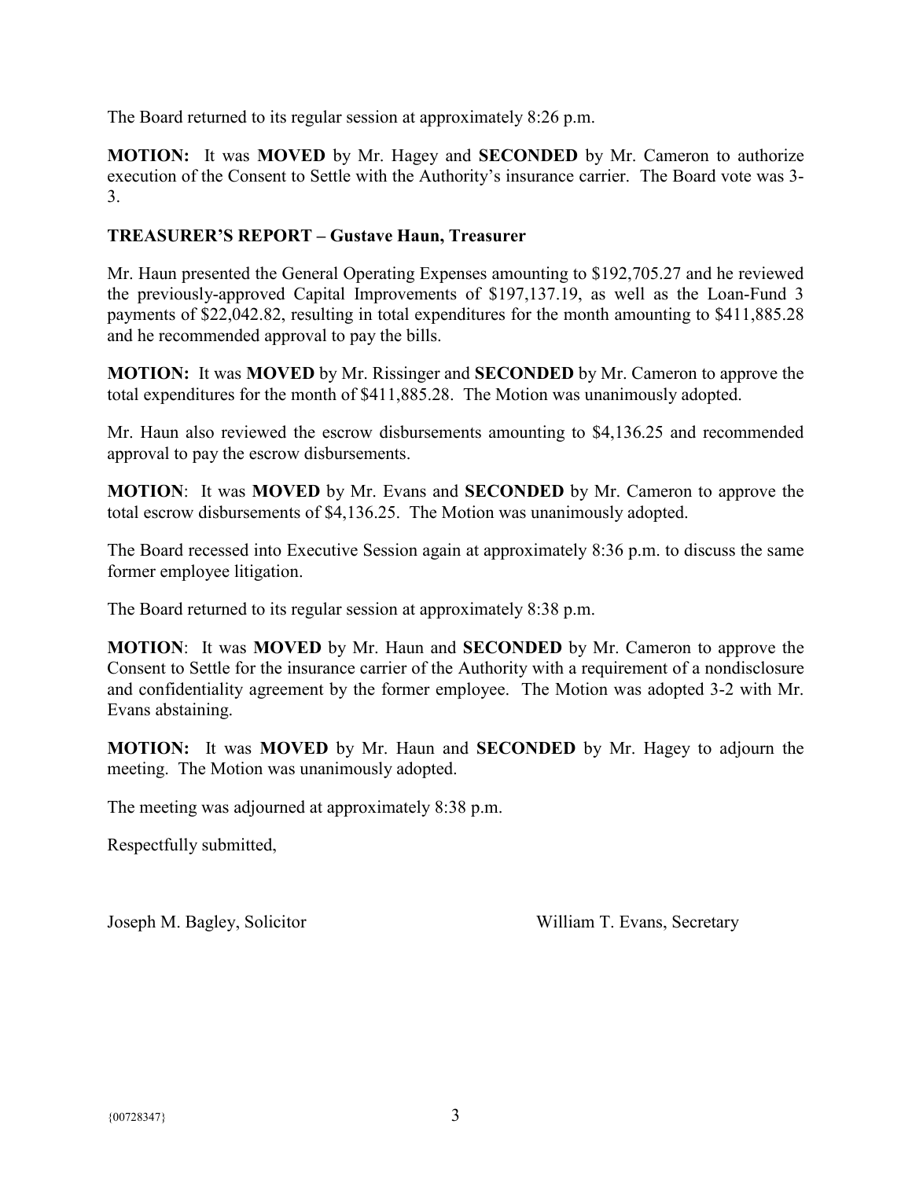The Board returned to its regular session at approximately 8:26 p.m.

**MOTION:** It was **MOVED** by Mr. Hagey and **SECONDED** by Mr. Cameron to authorize execution of the Consent to Settle with the Authority's insurance carrier. The Board vote was 3-3.

**TREASURER'S REPORT – Gustave Haun, Treasurer**

Mr. Haun presented the General Operating Expenses amounting to $192,705.27 and he reviewed the previously-approved Capital Improvements of $197,137.19, as well as the Loan-Fund 3 payments of $22,042.82, resulting in total expenditures for the month amounting to $411,885.28 and he recommended approval to pay the bills.

**MOTION:** It was **MOVED** by Mr. Rissinger and **SECONDED** by Mr. Cameron to approve the total expenditures for the month of $411,885.28. The Motion was unanimously adopted.

Mr. Haun also reviewed the escrow disbursements amounting to $4,136.25 and recommended approval to pay the escrow disbursements.

**MOTION**: It was **MOVED** by Mr. Evans and **SECONDED** by Mr. Cameron to approve the total escrow disbursements of $4,136.25. The Motion was unanimously adopted.

The Board recessed into Executive Session again at approximately 8:36 p.m. to discuss the same former employee litigation.

The Board returned to its regular session at approximately 8:38 p.m.

**MOTION**: It was **MOVED** by Mr. Haun and **SECONDED** by Mr. Cameron to approve the Consent to Settle for the insurance carrier of the Authority with a requirement of a nondisclosure and confidentiality agreement by the former employee. The Motion was adopted 3-2 with Mr. Evans abstaining.

**MOTION:** It was **MOVED** by Mr. Haun and **SECONDED** by Mr. Hagey to adjourn the meeting. The Motion was unanimously adopted.

The meeting was adjourned at approximately 8:38 p.m.

Respectfully submitted,

Joseph M. Bagley, Solicitor

William T. Evans, Secretary

{00728347}